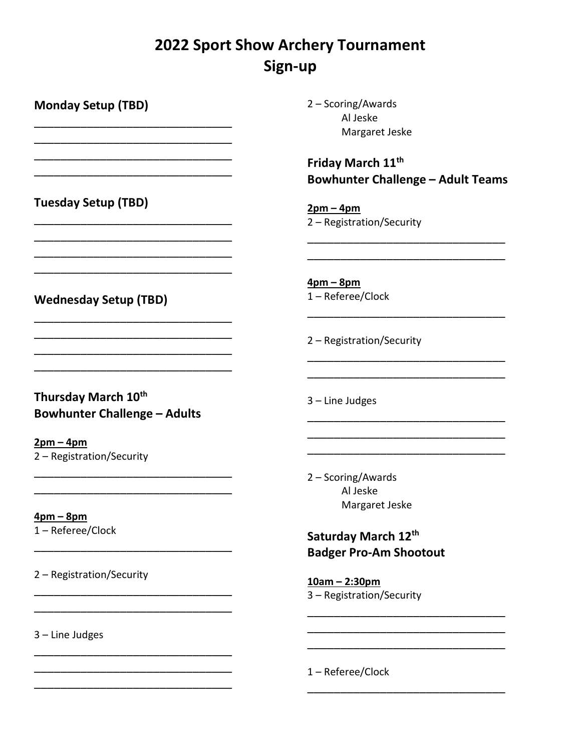# 2022 Sport Show Archery Tournament
# Sign-up

## Monday Setup (TBD)

\_\_\_\_\_\_\_\_\_\_\_\_\_\_\_\_\_\_\_\_\_\_\_\_\_\_\_\_\_\_\_\_

\_\_\_\_\_\_\_\_\_\_\_\_\_\_\_\_\_\_\_\_\_\_\_\_\_\_\_\_\_\_\_\_

\_\_\_\_\_\_\_\_\_\_\_\_\_\_\_\_\_\_\_\_\_\_\_\_\_\_\_\_\_\_\_\_

\_\_\_\_\_\_\_\_\_\_\_\_\_\_\_\_\_\_\_\_\_\_\_\_\_\_\_\_\_\_\_\_

## Tuesday Setup (TBD)

\_\_\_\_\_\_\_\_\_\_\_\_\_\_\_\_\_\_\_\_\_\_\_\_\_\_\_\_\_\_\_\_

\_\_\_\_\_\_\_\_\_\_\_\_\_\_\_\_\_\_\_\_\_\_\_\_\_\_\_\_\_\_\_\_

\_\_\_\_\_\_\_\_\_\_\_\_\_\_\_\_\_\_\_\_\_\_\_\_\_\_\_\_\_\_\_\_

\_\_\_\_\_\_\_\_\_\_\_\_\_\_\_\_\_\_\_\_\_\_\_\_\_\_\_\_\_\_\_\_

## Wednesday Setup (TBD)

\_\_\_\_\_\_\_\_\_\_\_\_\_\_\_\_\_\_\_\_\_\_\_\_\_\_\_\_\_\_\_\_

\_\_\_\_\_\_\_\_\_\_\_\_\_\_\_\_\_\_\_\_\_\_\_\_\_\_\_\_\_\_\_\_

\_\_\_\_\_\_\_\_\_\_\_\_\_\_\_\_\_\_\_\_\_\_\_\_\_\_\_\_\_\_\_\_

\_\_\_\_\_\_\_\_\_\_\_\_\_\_\_\_\_\_\_\_\_\_\_\_\_\_\_\_\_\_\_\_

## Thursday March 10th
## Bowhunter Challenge – Adults

**2pm – 4pm**

2 – Registration/Security

\_\_\_\_\_\_\_\_\_\_\_\_\_\_\_\_\_\_\_\_\_\_\_\_\_\_\_\_\_\_\_\_

\_\_\_\_\_\_\_\_\_\_\_\_\_\_\_\_\_\_\_\_\_\_\_\_\_\_\_\_\_\_\_\_

**4pm – 8pm**

1 – Referee/Clock

\_\_\_\_\_\_\_\_\_\_\_\_\_\_\_\_\_\_\_\_\_\_\_\_\_\_\_\_\_\_\_\_

2 – Registration/Security

\_\_\_\_\_\_\_\_\_\_\_\_\_\_\_\_\_\_\_\_\_\_\_\_\_\_\_\_\_\_\_\_

\_\_\_\_\_\_\_\_\_\_\_\_\_\_\_\_\_\_\_\_\_\_\_\_\_\_\_\_\_\_\_\_

3 – Line Judges

\_\_\_\_\_\_\_\_\_\_\_\_\_\_\_\_\_\_\_\_\_\_\_\_\_\_\_\_\_\_\_\_

\_\_\_\_\_\_\_\_\_\_\_\_\_\_\_\_\_\_\_\_\_\_\_\_\_\_\_\_\_\_\_\_

\_\_\_\_\_\_\_\_\_\_\_\_\_\_\_\_\_\_\_\_\_\_\_\_\_\_\_\_\_\_\_\_

2 – Scoring/Awards
- Al Jeske
- Margaret Jeske

## Friday March 11th
## Bowhunter Challenge – Adult Teams

**2pm – 4pm**

2 – Registration/Security

\_\_\_\_\_\_\_\_\_\_\_\_\_\_\_\_\_\_\_\_\_\_\_\_\_\_\_\_\_\_\_\_

\_\_\_\_\_\_\_\_\_\_\_\_\_\_\_\_\_\_\_\_\_\_\_\_\_\_\_\_\_\_\_\_

**4pm – 8pm**

1 – Referee/Clock

\_\_\_\_\_\_\_\_\_\_\_\_\_\_\_\_\_\_\_\_\_\_\_\_\_\_\_\_\_\_\_\_

2 – Registration/Security

\_\_\_\_\_\_\_\_\_\_\_\_\_\_\_\_\_\_\_\_\_\_\_\_\_\_\_\_\_\_\_\_

\_\_\_\_\_\_\_\_\_\_\_\_\_\_\_\_\_\_\_\_\_\_\_\_\_\_\_\_\_\_\_\_

3 – Line Judges

\_\_\_\_\_\_\_\_\_\_\_\_\_\_\_\_\_\_\_\_\_\_\_\_\_\_\_\_\_\_\_\_

\_\_\_\_\_\_\_\_\_\_\_\_\_\_\_\_\_\_\_\_\_\_\_\_\_\_\_\_\_\_\_\_

\_\_\_\_\_\_\_\_\_\_\_\_\_\_\_\_\_\_\_\_\_\_\_\_\_\_\_\_\_\_\_\_

2 – Scoring/Awards
- Al Jeske
- Margaret Jeske

## Saturday March 12th
## Badger Pro-Am Shootout

**10am – 2:30pm**

3 – Registration/Security

\_\_\_\_\_\_\_\_\_\_\_\_\_\_\_\_\_\_\_\_\_\_\_\_\_\_\_\_\_\_\_\_

\_\_\_\_\_\_\_\_\_\_\_\_\_\_\_\_\_\_\_\_\_\_\_\_\_\_\_\_\_\_\_\_

\_\_\_\_\_\_\_\_\_\_\_\_\_\_\_\_\_\_\_\_\_\_\_\_\_\_\_\_\_\_\_\_

1 – Referee/Clock

\_\_\_\_\_\_\_\_\_\_\_\_\_\_\_\_\_\_\_\_\_\_\_\_\_\_\_\_\_\_\_\_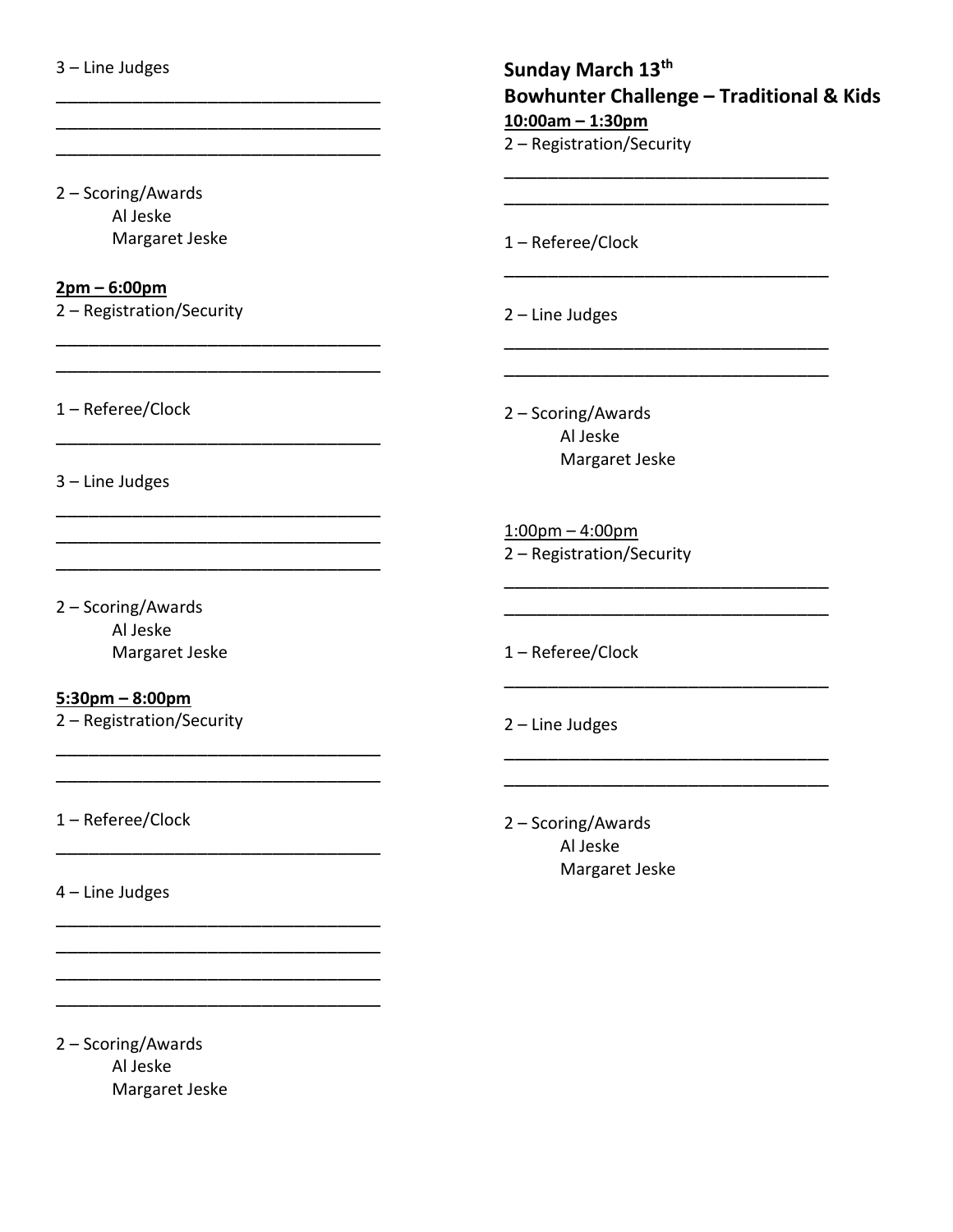3 – Line Judges

___________________________________
___________________________________
___________________________________

2 – Scoring/Awards
- Al Jeske
- Margaret Jeske

**2pm – 6:00pm**

2 – Registration/Security

___________________________________
___________________________________

1 – Referee/Clock

___________________________________

3 – Line Judges

___________________________________
___________________________________
___________________________________

2 – Scoring/Awards
- Al Jeske
- Margaret Jeske

**5:30pm – 8:00pm**

2 – Registration/Security

___________________________________
___________________________________

1 – Referee/Clock

___________________________________

4 – Line Judges

___________________________________
___________________________________
___________________________________
___________________________________

2 – Scoring/Awards
- Al Jeske
- Margaret Jeske

## Sunday March 13th
## Bowhunter Challenge – Traditional & Kids

**10:00am – 1:30pm**

2 – Registration/Security

___________________________________
___________________________________

1 – Referee/Clock

___________________________________

2 – Line Judges

___________________________________
___________________________________

2 – Scoring/Awards
- Al Jeske
- Margaret Jeske

1:00pm – 4:00pm

2 – Registration/Security

___________________________________
___________________________________

1 – Referee/Clock

___________________________________

2 – Line Judges

___________________________________
___________________________________

2 – Scoring/Awards
- Al Jeske
- Margaret Jeske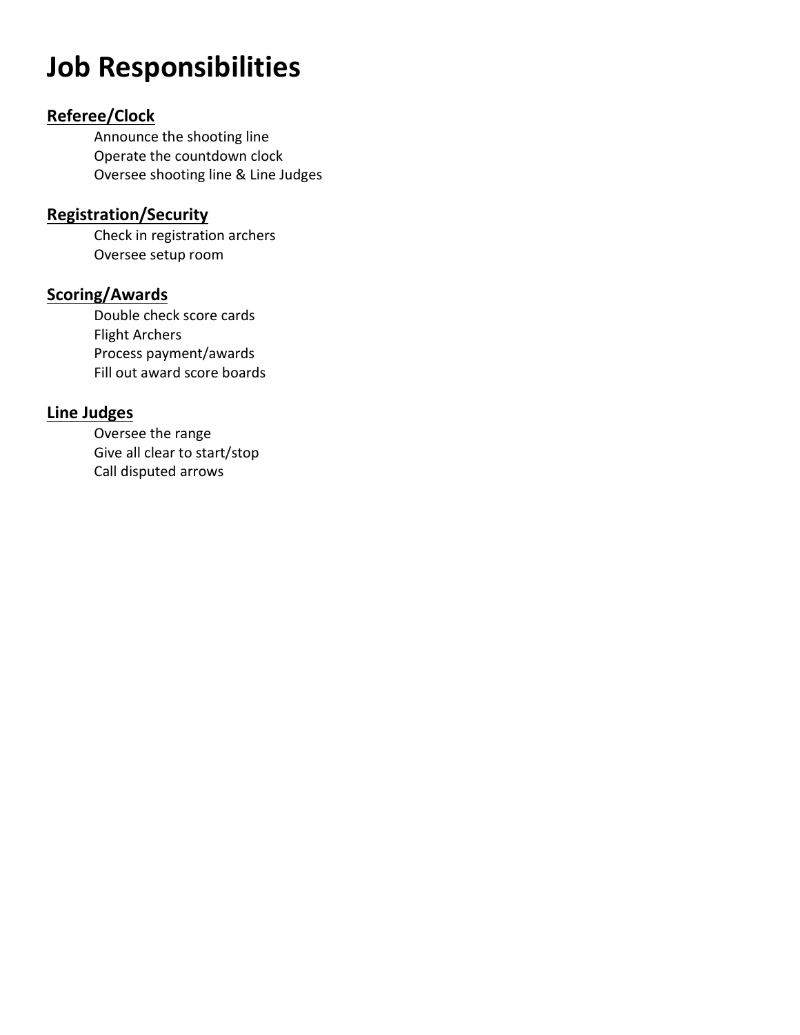# Job Responsibilities

## Referee/Clock

Announce the shooting line
Operate the countdown clock
Oversee shooting line & Line Judges

## Registration/Security

Check in registration archers
Oversee setup room

## Scoring/Awards

Double check score cards
Flight Archers
Process payment/awards
Fill out award score boards

## Line Judges

Oversee the range
Give all clear to start/stop
Call disputed arrows